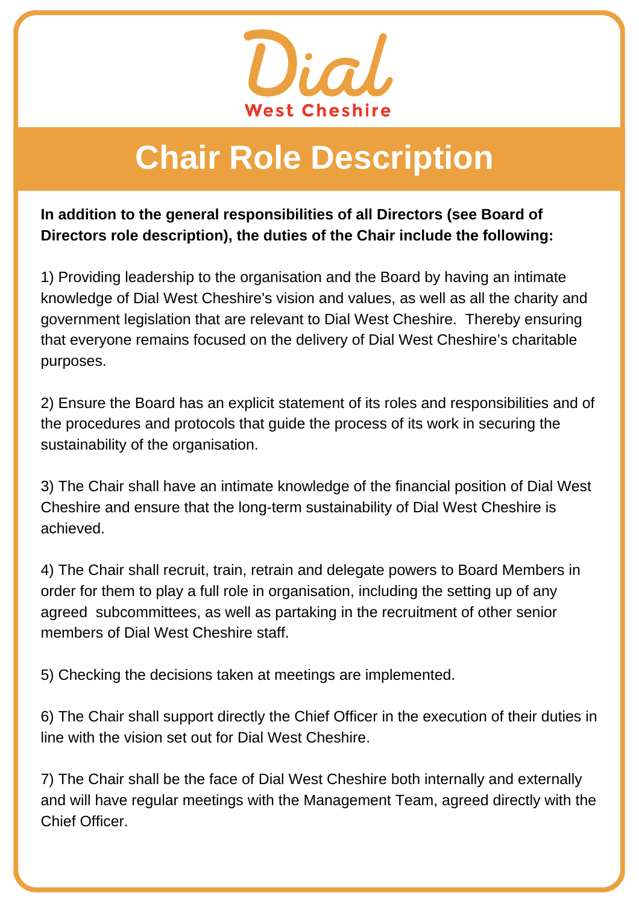Dial

West Cheshire

# Chair Role Description

**In addition to the general responsibilities of all Directors (see Board of Directors role description), the duties of the Chair include the following:**

1) Providing leadership to the organisation and the Board by having an intimate knowledge of Dial West Cheshire's vision and values, as well as all the charity and government legislation that are relevant to Dial West Cheshire.  Thereby ensuring that everyone remains focused on the delivery of Dial West Cheshire's charitable purposes.

2) Ensure the Board has an explicit statement of its roles and responsibilities and of the procedures and protocols that guide the process of its work in securing the sustainability of the organisation.

3) The Chair shall have an intimate knowledge of the financial position of Dial West Cheshire and ensure that the long-term sustainability of Dial West Cheshire is achieved.

4) The Chair shall recruit, train, retrain and delegate powers to Board Members in order for them to play a full role in organisation, including the setting up of any agreed  subcommittees, as well as partaking in the recruitment of other senior members of Dial West Cheshire staff.

5) Checking the decisions taken at meetings are implemented.

6) The Chair shall support directly the Chief Officer in the execution of their duties in line with the vision set out for Dial West Cheshire.

7) The Chair shall be the face of Dial West Cheshire both internally and externally and will have regular meetings with the Management Team, agreed directly with the Chief Officer.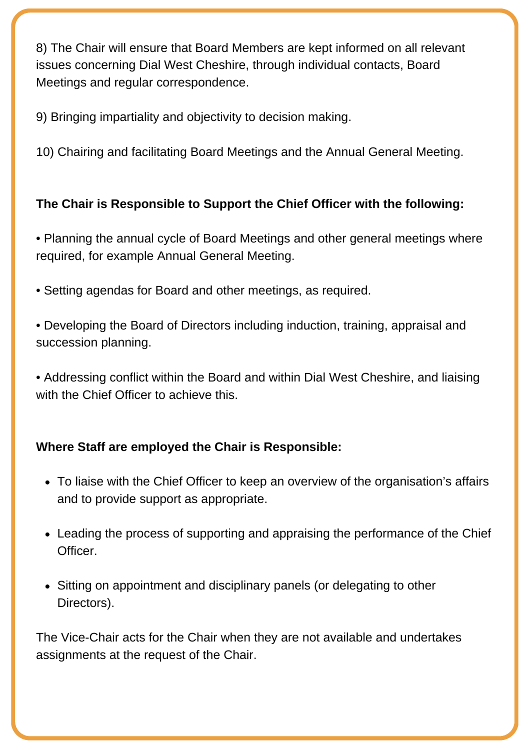8) The Chair will ensure that Board Members are kept informed on all relevant issues concerning Dial West Cheshire, through individual contacts, Board Meetings and regular correspondence.

9) Bringing impartiality and objectivity to decision making.

10) Chairing and facilitating Board Meetings and the Annual General Meeting.

**The Chair is Responsible to Support the Chief Officer with the following:**

• Planning the annual cycle of Board Meetings and other general meetings where required, for example Annual General Meeting.

• Setting agendas for Board and other meetings, as required.

• Developing the Board of Directors including induction, training, appraisal and succession planning.

• Addressing conflict within the Board and within Dial West Cheshire, and liaising with the Chief Officer to achieve this.

**Where Staff are employed the Chair is Responsible:**

- To liaise with the Chief Officer to keep an overview of the organisation's affairs and to provide support as appropriate.
- Leading the process of supporting and appraising the performance of the Chief Officer.
- Sitting on appointment and disciplinary panels (or delegating to other Directors).

The Vice-Chair acts for the Chair when they are not available and undertakes assignments at the request of the Chair.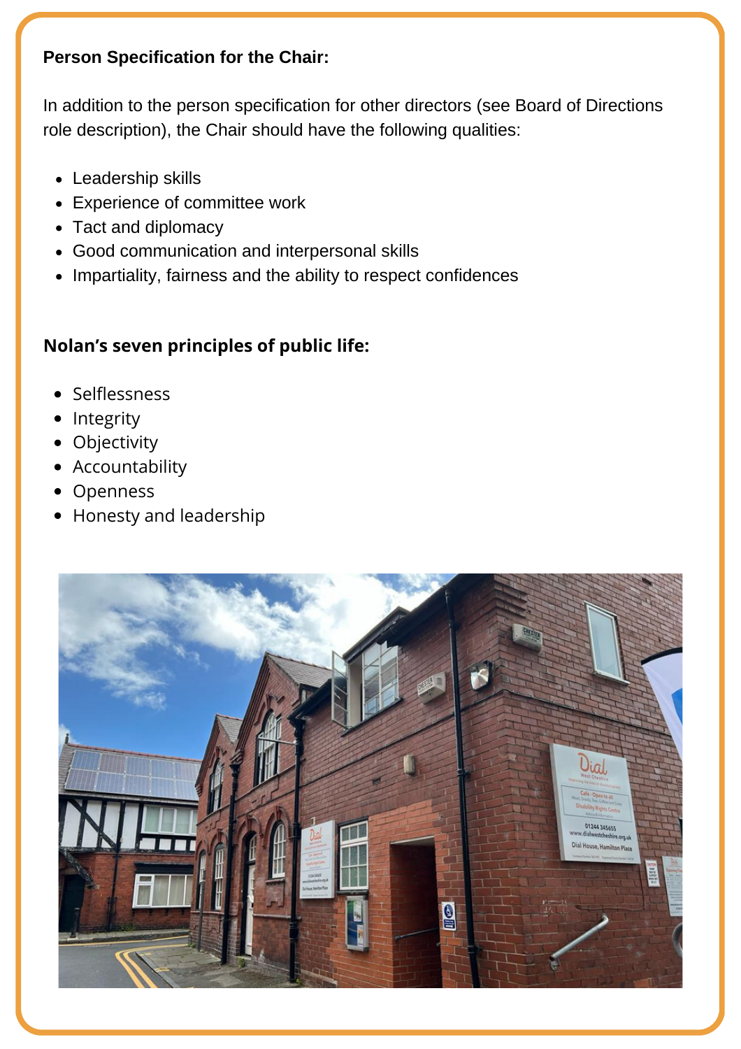**Person Specification for the Chair:**

In addition to the person specification for other directors (see Board of Directions role description), the Chair should have the following qualities:

- Leadership skills
- Experience of committee work
- Tact and diplomacy
- Good communication and interpersonal skills
- Impartiality, fairness and the ability to respect confidences

## Nolan's seven principles of public life:

- Selflessness
- Integrity
- Objectivity
- Accountability
- Openness
- Honesty and leadership